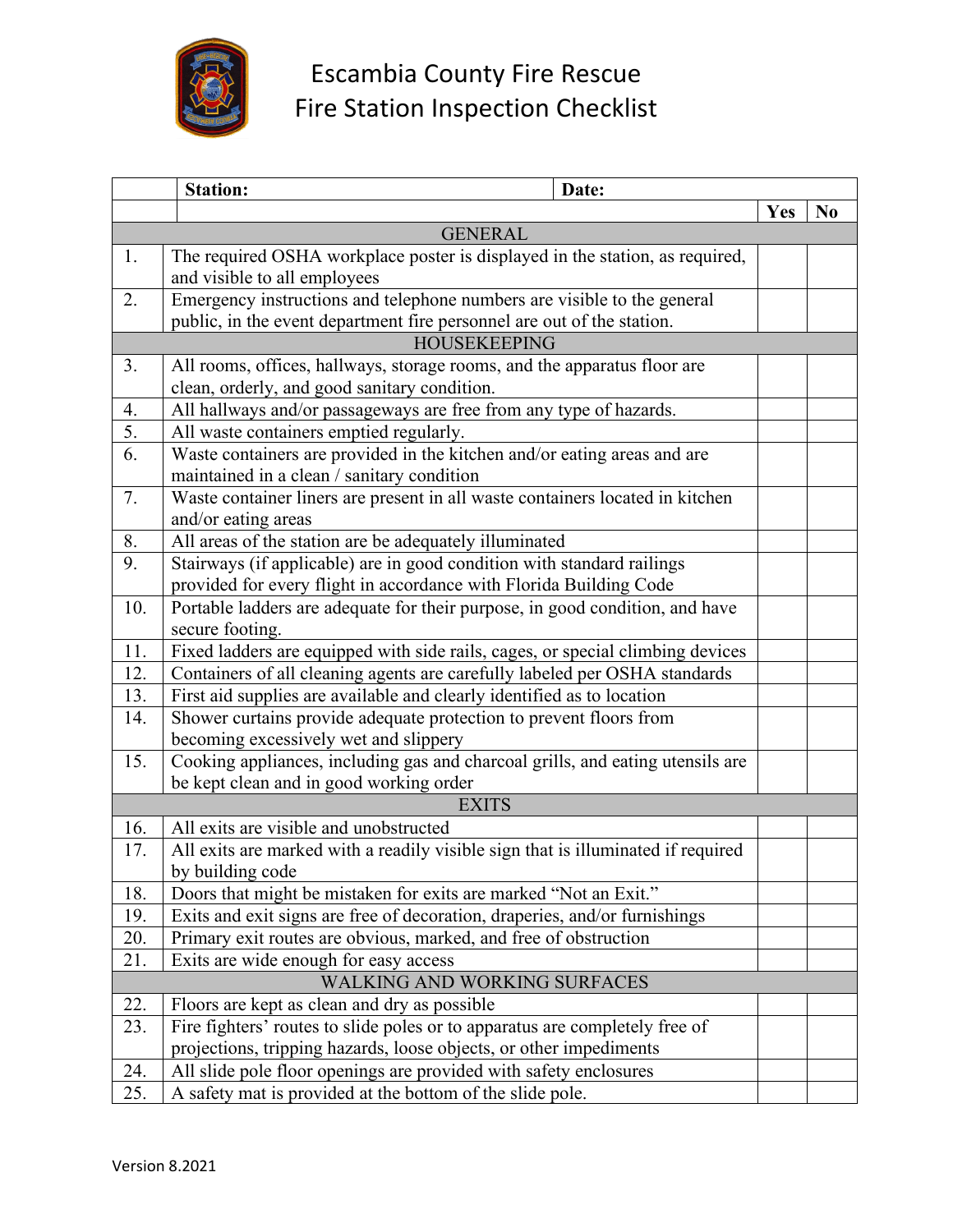# Escambia County Fire Rescue
# Fire Station Inspection Checklist

| | **Station:** | **Date:** | | |
|---|---|---|---|---|
| | | | **Yes** | **No** |
| | GENERAL | | | |
| 1. | The required OSHA workplace poster is displayed in the station, as required, and visible to all employees | | | |
| 2. | Emergency instructions and telephone numbers are visible to the general public, in the event department fire personnel are out of the station. | | | |
| | HOUSEKEEPING | | | |
| 3. | All rooms, offices, hallways, storage rooms, and the apparatus floor are clean, orderly, and good sanitary condition. | | | |
| 4. | All hallways and/or passageways are free from any type of hazards. | | | |
| 5. | All waste containers emptied regularly. | | | |
| 6. | Waste containers are provided in the kitchen and/or eating areas and are maintained in a clean / sanitary condition | | | |
| 7. | Waste container liners are present in all waste containers located in kitchen and/or eating areas | | | |
| 8. | All areas of the station are be adequately illuminated | | | |
| 9. | Stairways (if applicable) are in good condition with standard railings provided for every flight in accordance with Florida Building Code | | | |
| 10. | Portable ladders are adequate for their purpose, in good condition, and have secure footing. | | | |
| 11. | Fixed ladders are equipped with side rails, cages, or special climbing devices | | | |
| 12. | Containers of all cleaning agents are carefully labeled per OSHA standards | | | |
| 13. | First aid supplies are available and clearly identified as to location | | | |
| 14. | Shower curtains provide adequate protection to prevent floors from becoming excessively wet and slippery | | | |
| 15. | Cooking appliances, including gas and charcoal grills, and eating utensils are be kept clean and in good working order | | | |
| | EXITS | | | |
| 16. | All exits are visible and unobstructed | | | |
| 17. | All exits are marked with a readily visible sign that is illuminated if required by building code | | | |
| 18. | Doors that might be mistaken for exits are marked "Not an Exit." | | | |
| 19. | Exits and exit signs are free of decoration, draperies, and/or furnishings | | | |
| 20. | Primary exit routes are obvious, marked, and free of obstruction | | | |
| 21. | Exits are wide enough for easy access | | | |
| | WALKING AND WORKING SURFACES | | | |
| 22. | Floors are kept as clean and dry as possible | | | |
| 23. | Fire fighters' routes to slide poles or to apparatus are completely free of projections, tripping hazards, loose objects, or other impediments | | | |
| 24. | All slide pole floor openings are provided with safety enclosures | | | |
| 25. | A safety mat is provided at the bottom of the slide pole. | | | |

Version 8.2021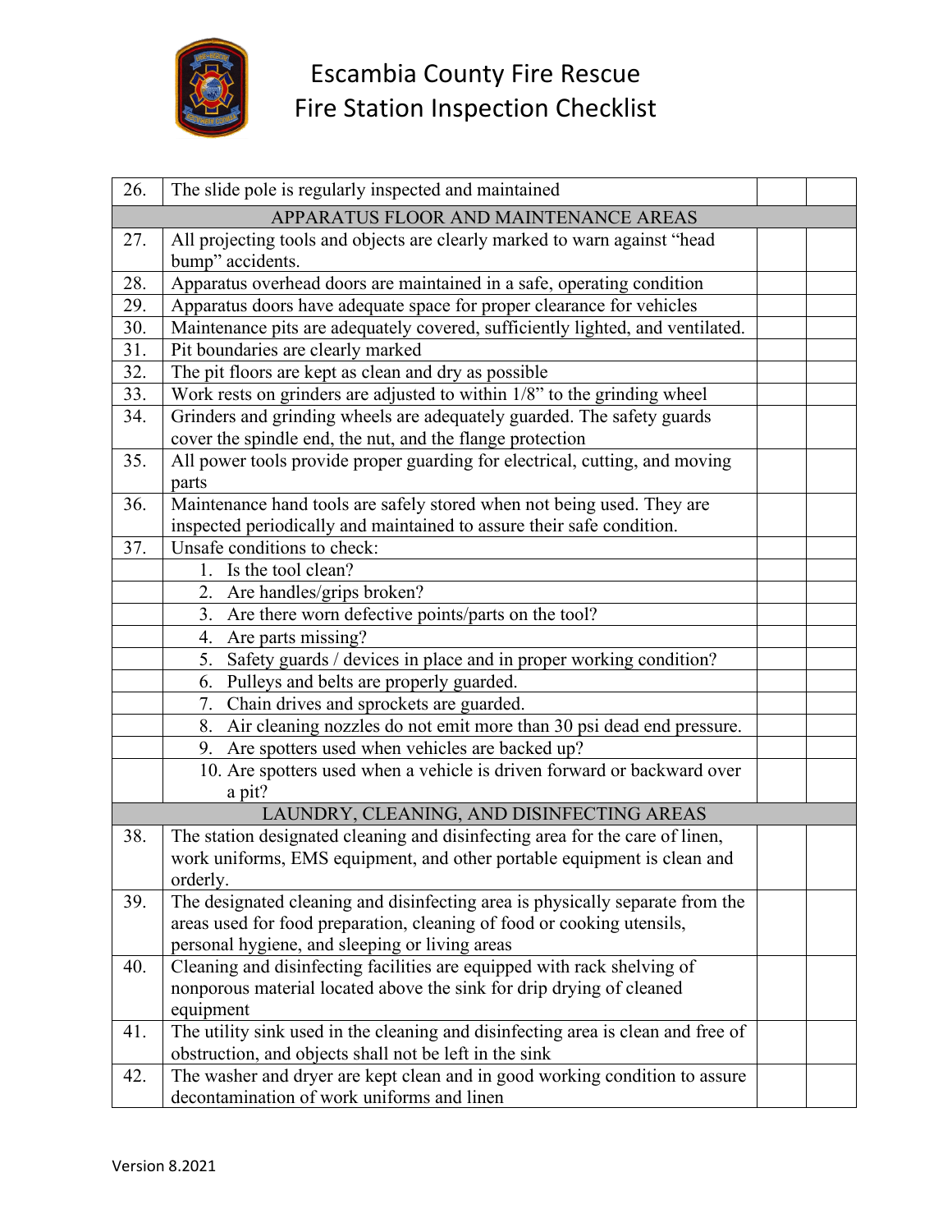# Escambia County Fire Rescue
## Fire Station Inspection Checklist

| | | | |
|---|---|---|---|
| 26. | The slide pole is regularly inspected and maintained | | |
| | **APPARATUS FLOOR AND MAINTENANCE AREAS** | | |
| 27. | All projecting tools and objects are clearly marked to warn against "head bump" accidents. | | |
| 28. | Apparatus overhead doors are maintained in a safe, operating condition | | |
| 29. | Apparatus doors have adequate space for proper clearance for vehicles | | |
| 30. | Maintenance pits are adequately covered, sufficiently lighted, and ventilated. | | |
| 31. | Pit boundaries are clearly marked | | |
| 32. | The pit floors are kept as clean and dry as possible | | |
| 33. | Work rests on grinders are adjusted to within 1/8" to the grinding wheel | | |
| 34. | Grinders and grinding wheels are adequately guarded. The safety guards cover the spindle end, the nut, and the flange protection | | |
| 35. | All power tools provide proper guarding for electrical, cutting, and moving parts | | |
| 36. | Maintenance hand tools are safely stored when not being used. They are inspected periodically and maintained to assure their safe condition. | | |
| 37. | Unsafe conditions to check: | | |
| | 1. Is the tool clean? | | |
| | 2. Are handles/grips broken? | | |
| | 3. Are there worn defective points/parts on the tool? | | |
| | 4. Are parts missing? | | |
| | 5. Safety guards / devices in place and in proper working condition? | | |
| | 6. Pulleys and belts are properly guarded. | | |
| | 7. Chain drives and sprockets are guarded. | | |
| | 8. Air cleaning nozzles do not emit more than 30 psi dead end pressure. | | |
| | 9. Are spotters used when vehicles are backed up? | | |
| | 10. Are spotters used when a vehicle is driven forward or backward over a pit? | | |
| | **LAUNDRY, CLEANING, AND DISINFECTING AREAS** | | |
| 38. | The station designated cleaning and disinfecting area for the care of linen, work uniforms, EMS equipment, and other portable equipment is clean and orderly. | | |
| 39. | The designated cleaning and disinfecting area is physically separate from the areas used for food preparation, cleaning of food or cooking utensils, personal hygiene, and sleeping or living areas | | |
| 40. | Cleaning and disinfecting facilities are equipped with rack shelving of nonporous material located above the sink for drip drying of cleaned equipment | | |
| 41. | The utility sink used in the cleaning and disinfecting area is clean and free of obstruction, and objects shall not be left in the sink | | |
| 42. | The washer and dryer are kept clean and in good working condition to assure decontamination of work uniforms and linen | | |

Version 8.2021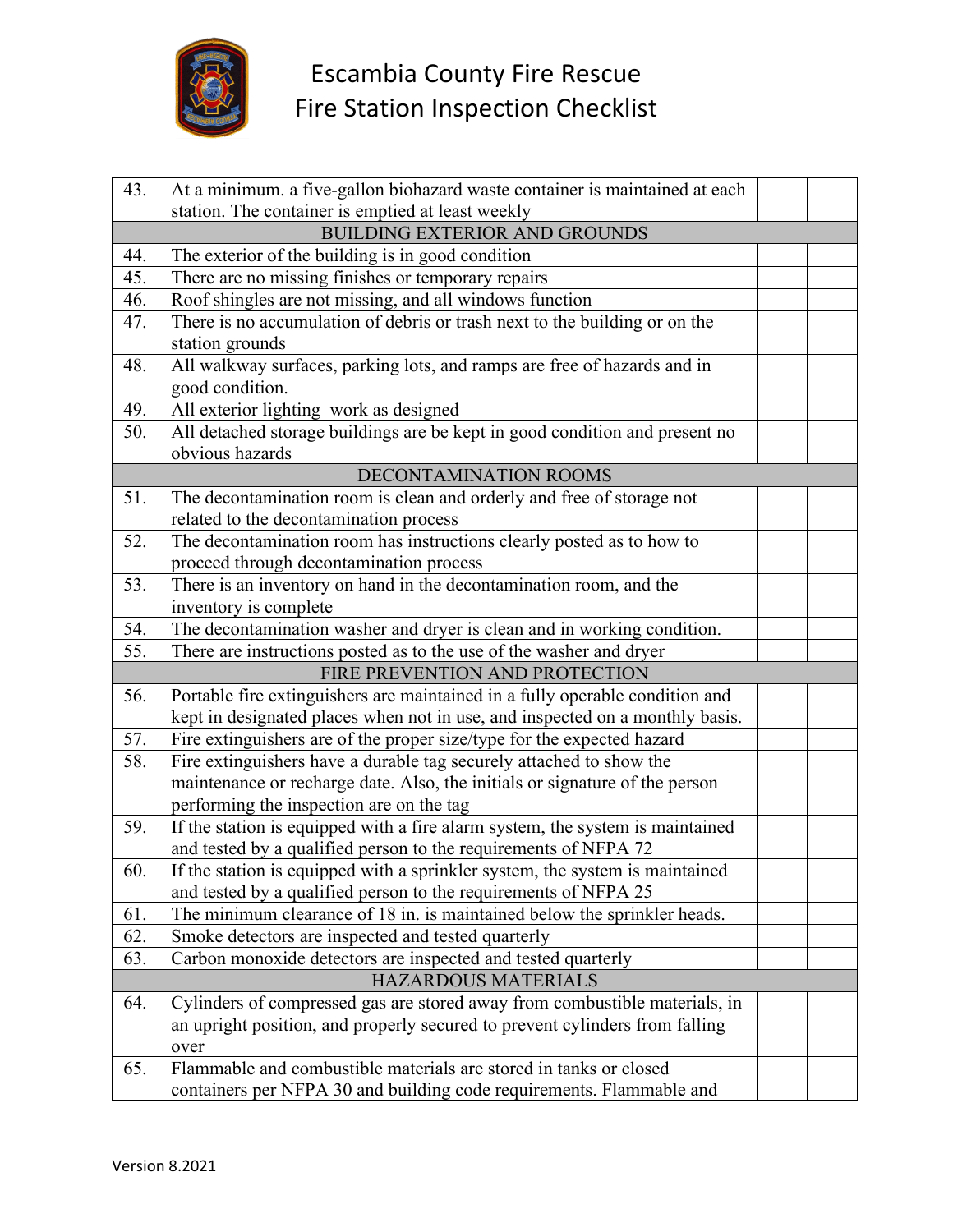# Escambia County Fire Rescue
# Fire Station Inspection Checklist

| | | | |
|---|---|---|---|
| 43. | At a minimum. a five-gallon biohazard waste container is maintained at each station. The container is emptied at least weekly | | |
| | **BUILDING EXTERIOR AND GROUNDS** | | |
| 44. | The exterior of the building is in good condition | | |
| 45. | There are no missing finishes or temporary repairs | | |
| 46. | Roof shingles are not missing, and all windows function | | |
| 47. | There is no accumulation of debris or trash next to the building or on the station grounds | | |
| 48. | All walkway surfaces, parking lots, and ramps are free of hazards and in good condition. | | |
| 49. | All exterior lighting work as designed | | |
| 50. | All detached storage buildings are be kept in good condition and present no obvious hazards | | |
| | **DECONTAMINATION ROOMS** | | |
| 51. | The decontamination room is clean and orderly and free of storage not related to the decontamination process | | |
| 52. | The decontamination room has instructions clearly posted as to how to proceed through decontamination process | | |
| 53. | There is an inventory on hand in the decontamination room, and the inventory is complete | | |
| 54. | The decontamination washer and dryer is clean and in working condition. | | |
| 55. | There are instructions posted as to the use of the washer and dryer | | |
| | **FIRE PREVENTION AND PROTECTION** | | |
| 56. | Portable fire extinguishers are maintained in a fully operable condition and kept in designated places when not in use, and inspected on a monthly basis. | | |
| 57. | Fire extinguishers are of the proper size/type for the expected hazard | | |
| 58. | Fire extinguishers have a durable tag securely attached to show the maintenance or recharge date. Also, the initials or signature of the person performing the inspection are on the tag | | |
| 59. | If the station is equipped with a fire alarm system, the system is maintained and tested by a qualified person to the requirements of NFPA 72 | | |
| 60. | If the station is equipped with a sprinkler system, the system is maintained and tested by a qualified person to the requirements of NFPA 25 | | |
| 61. | The minimum clearance of 18 in. is maintained below the sprinkler heads. | | |
| 62. | Smoke detectors are inspected and tested quarterly | | |
| 63. | Carbon monoxide detectors are inspected and tested quarterly | | |
| | **HAZARDOUS MATERIALS** | | |
| 64. | Cylinders of compressed gas are stored away from combustible materials, in an upright position, and properly secured to prevent cylinders from falling over | | |
| 65. | Flammable and combustible materials are stored in tanks or closed containers per NFPA 30 and building code requirements. Flammable and | | |

Version 8.2021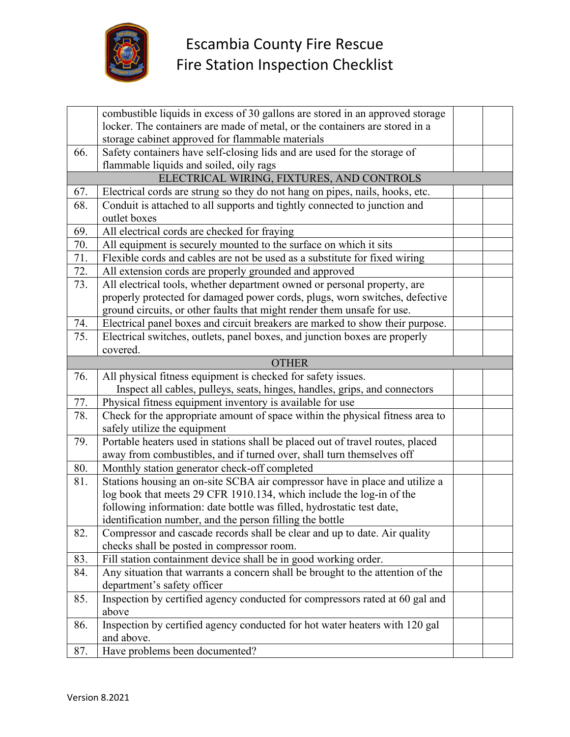| | | | |
|---|---|---|---|
| | combustible liquids in excess of 30 gallons are stored in an approved storage locker. The containers are made of metal, or the containers are stored in a storage cabinet approved for flammable materials | | |
| 66. | Safety containers have self-closing lids and are used for the storage of flammable liquids and soiled, oily rags | | |
| | ELECTRICAL WIRING, FIXTURES, AND CONTROLS | | |
| 67. | Electrical cords are strung so they do not hang on pipes, nails, hooks, etc. | | |
| 68. | Conduit is attached to all supports and tightly connected to junction and outlet boxes | | |
| 69. | All electrical cords are checked for fraying | | |
| 70. | All equipment is securely mounted to the surface on which it sits | | |
| 71. | Flexible cords and cables are not be used as a substitute for fixed wiring | | |
| 72. | All extension cords are properly grounded and approved | | |
| 73. | All electrical tools, whether department owned or personal property, are properly protected for damaged power cords, plugs, worn switches, defective ground circuits, or other faults that might render them unsafe for use. | | |
| 74. | Electrical panel boxes and circuit breakers are marked to show their purpose. | | |
| 75. | Electrical switches, outlets, panel boxes, and junction boxes are properly covered. | | |
| | OTHER | | |
| 76. | All physical fitness equipment is checked for safety issues. Inspect all cables, pulleys, seats, hinges, handles, grips, and connectors | | |
| 77. | Physical fitness equipment inventory is available for use | | |
| 78. | Check for the appropriate amount of space within the physical fitness area to safely utilize the equipment | | |
| 79. | Portable heaters used in stations shall be placed out of travel routes, placed away from combustibles, and if turned over, shall turn themselves off | | |
| 80. | Monthly station generator check-off completed | | |
| 81. | Stations housing an on-site SCBA air compressor have in place and utilize a log book that meets 29 CFR 1910.134, which include the log-in of the following information: date bottle was filled, hydrostatic test date, identification number, and the person filling the bottle | | |
| 82. | Compressor and cascade records shall be clear and up to date. Air quality checks shall be posted in compressor room. | | |
| 83. | Fill station containment device shall be in good working order. | | |
| 84. | Any situation that warrants a concern shall be brought to the attention of the department's safety officer | | |
| 85. | Inspection by certified agency conducted for compressors rated at 60 gal and above | | |
| 86. | Inspection by certified agency conducted for hot water heaters with 120 gal and above. | | |
| 87. | Have problems been documented? | | |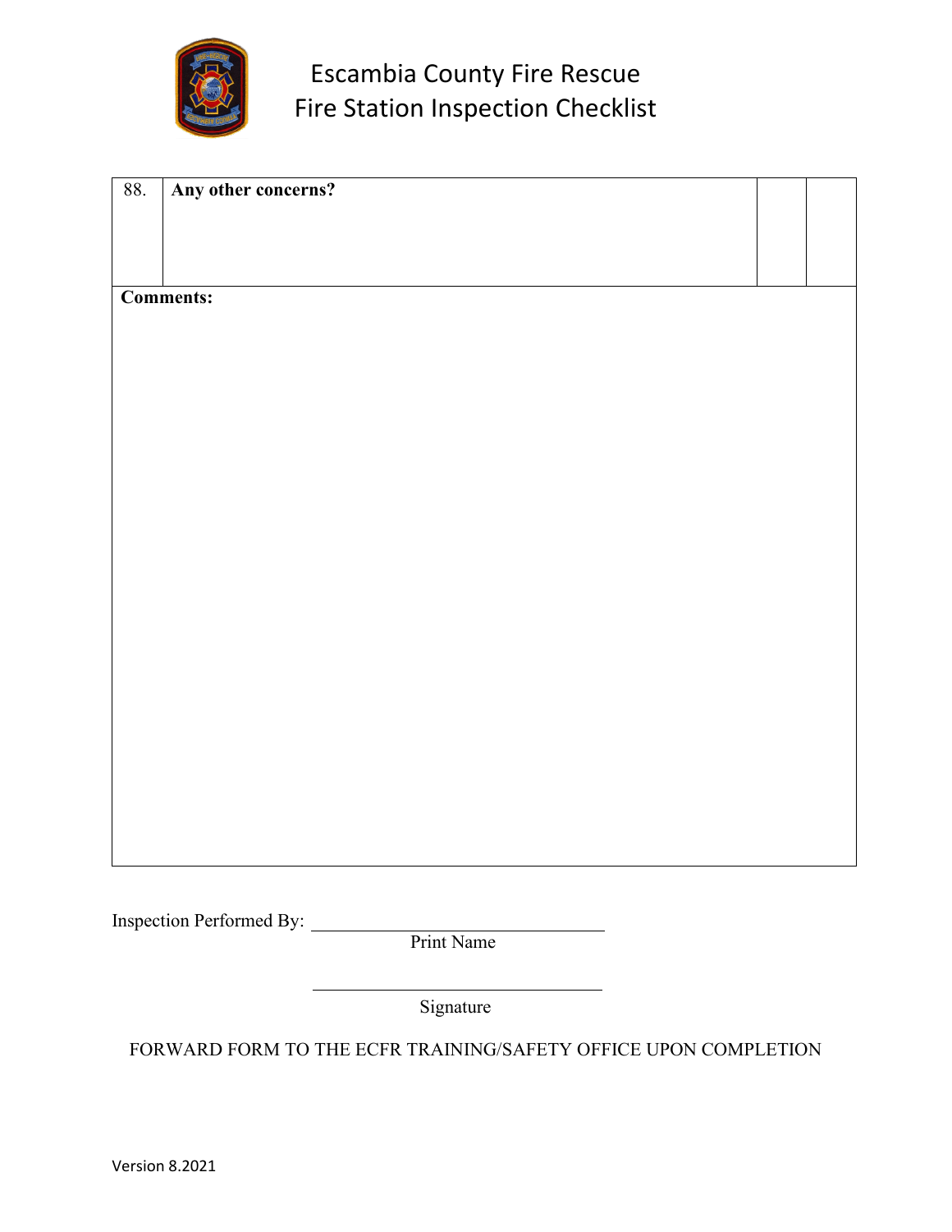# Escambia County Fire Rescue
## Fire Station Inspection Checklist

| | | | |
|---|---|---|---|
| 88. | **Any other concerns?** | | |

**Comments:**

Inspection Performed By: ______________________________
Print Name

______________________________
Signature

FORWARD FORM TO THE ECFR TRAINING/SAFETY OFFICE UPON COMPLETION

Version 8.2021